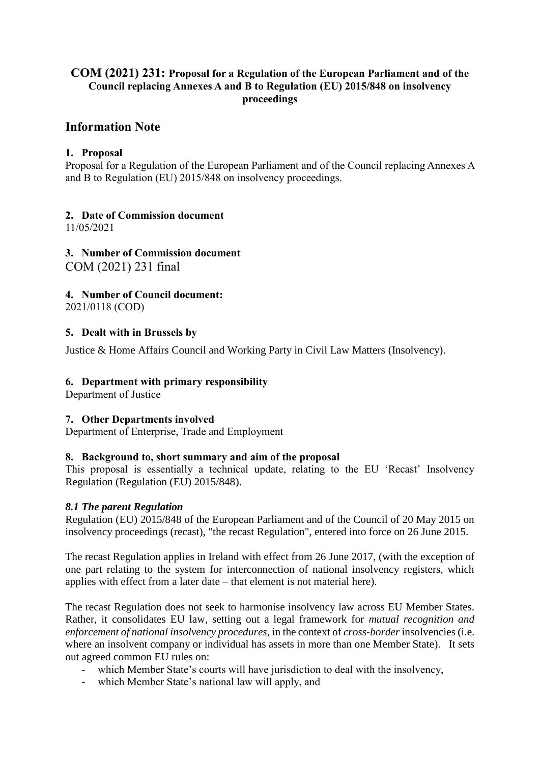# COM (2021) 231: Proposal for a Regulation of the European Parliament and of the Council replacing Annexes A and B to Regulation (EU) 2015/848 on insolvency proceedings

## Information Note

### 1. Proposal

Proposal for a Regulation of the European Parliament and of the Council replacing Annexes A and B to Regulation (EU) 2015/848 on insolvency proceedings.

### 2. Date of Commission document

11/05/2021

### 3. Number of Commission document

COM (2021) 231 final

### 4. Number of Council document:

2021/0118 (COD)

### 5. Dealt with in Brussels by

Justice & Home Affairs Council and Working Party in Civil Law Matters (Insolvency).

### 6. Department with primary responsibility

Department of Justice

### 7. Other Departments involved

Department of Enterprise, Trade and Employment

### 8. Background to, short summary and aim of the proposal

This proposal is essentially a technical update, relating to the EU 'Recast' Insolvency Regulation (Regulation (EU) 2015/848).

#### *8.1 The parent Regulation*

Regulation (EU) 2015/848 of the European Parliament and of the Council of 20 May 2015 on insolvency proceedings (recast), "the recast Regulation", entered into force on 26 June 2015.

The recast Regulation applies in Ireland with effect from 26 June 2017, (with the exception of one part relating to the system for interconnection of national insolvency registers, which applies with effect from a later date – that element is not material here).

The recast Regulation does not seek to harmonise insolvency law across EU Member States. Rather, it consolidates EU law, setting out a legal framework for *mutual recognition and enforcement of national insolvency procedures*, in the context of *cross-border* insolvencies (i.e. where an insolvent company or individual has assets in more than one Member State). It sets out agreed common EU rules on:

- which Member State's courts will have jurisdiction to deal with the insolvency,
- which Member State's national law will apply, and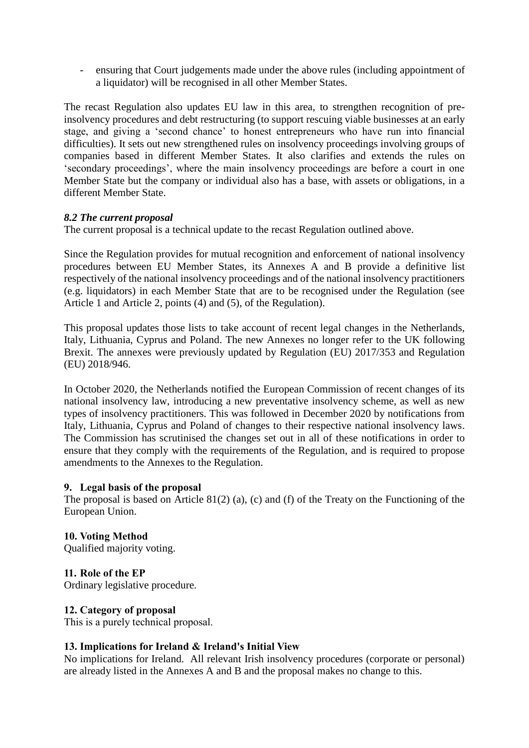- ensuring that Court judgements made under the above rules (including appointment of a liquidator) will be recognised in all other Member States.

The recast Regulation also updates EU law in this area, to strengthen recognition of pre-insolvency procedures and debt restructuring (to support rescuing viable businesses at an early stage, and giving a 'second chance' to honest entrepreneurs who have run into financial difficulties). It sets out new strengthened rules on insolvency proceedings involving groups of companies based in different Member States. It also clarifies and extends the rules on 'secondary proceedings', where the main insolvency proceedings are before a court in one Member State but the company or individual also has a base, with assets or obligations, in a different Member State.

### *8.2 The current proposal*

The current proposal is a technical update to the recast Regulation outlined above.

Since the Regulation provides for mutual recognition and enforcement of national insolvency procedures between EU Member States, its Annexes A and B provide a definitive list respectively of the national insolvency proceedings and of the national insolvency practitioners (e.g. liquidators) in each Member State that are to be recognised under the Regulation (see Article 1 and Article 2, points (4) and (5), of the Regulation).

This proposal updates those lists to take account of recent legal changes in the Netherlands, Italy, Lithuania, Cyprus and Poland. The new Annexes no longer refer to the UK following Brexit. The annexes were previously updated by Regulation (EU) 2017/353 and Regulation (EU) 2018/946.

In October 2020, the Netherlands notified the European Commission of recent changes of its national insolvency law, introducing a new preventative insolvency scheme, as well as new types of insolvency practitioners. This was followed in December 2020 by notifications from Italy, Lithuania, Cyprus and Poland of changes to their respective national insolvency laws. The Commission has scrutinised the changes set out in all of these notifications in order to ensure that they comply with the requirements of the Regulation, and is required to propose amendments to the Annexes to the Regulation.

### 9. Legal basis of the proposal

The proposal is based on Article 81(2) (a), (c) and (f) of the Treaty on the Functioning of the European Union.

### 10. Voting Method

Qualified majority voting.

### 11. Role of the EP

Ordinary legislative procedure.

### 12. Category of proposal

This is a purely technical proposal.

### 13. Implications for Ireland & Ireland's Initial View

No implications for Ireland. All relevant Irish insolvency procedures (corporate or personal) are already listed in the Annexes A and B and the proposal makes no change to this.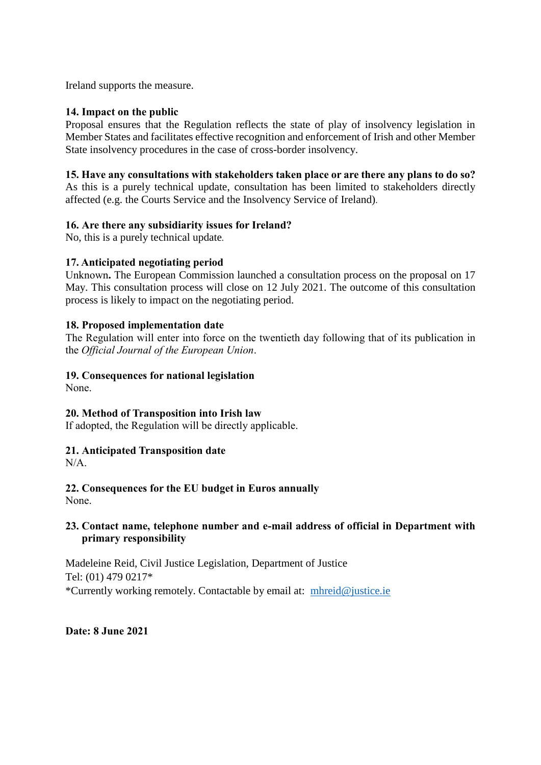Ireland supports the measure.

**14. Impact on the public**
Proposal ensures that the Regulation reflects the state of play of insolvency legislation in Member States and facilitates effective recognition and enforcement of Irish and other Member State insolvency procedures in the case of cross-border insolvency.

**15. Have any consultations with stakeholders taken place or are there any plans to do so?**
As this is a purely technical update, consultation has been limited to stakeholders directly affected (e.g. the Courts Service and the Insolvency Service of Ireland).

**16. Are there any subsidiarity issues for Ireland?**
No, this is a purely technical update.

**17. Anticipated negotiating period**
Unknown**.** The European Commission launched a consultation process on the proposal on 17 May. This consultation process will close on 12 July 2021. The outcome of this consultation process is likely to impact on the negotiating period.

**18. Proposed implementation date**
The Regulation will enter into force on the twentieth day following that of its publication in the *Official Journal of the European Union*.

**19. Consequences for national legislation**
None.

**20. Method of Transposition into Irish law**
If adopted, the Regulation will be directly applicable.

**21. Anticipated Transposition date**
N/A.

**22. Consequences for the EU budget in Euros annually**
None.

**23. Contact name, telephone number and e-mail address of official in Department with primary responsibility**

Madeleine Reid, Civil Justice Legislation, Department of Justice
Tel: (01) 479 0217*
*Currently working remotely. Contactable by email at: mhreid@justice.ie

**Date: 8 June 2021**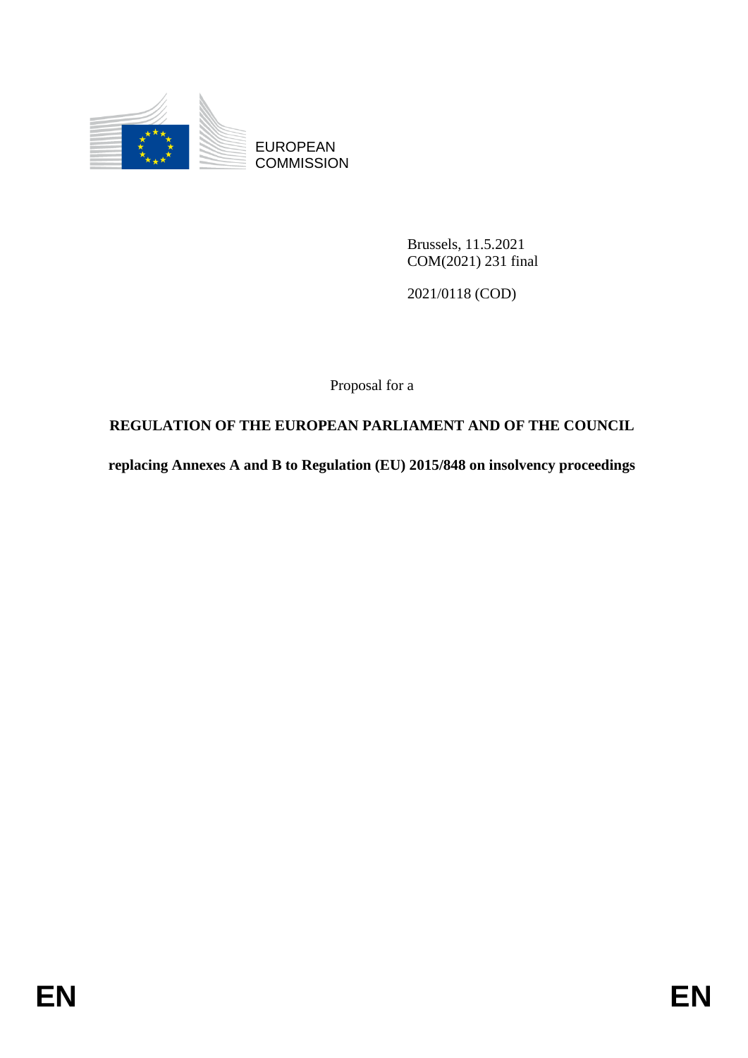EUROPEAN
COMMISSION

Brussels, 11.5.2021
COM(2021) 231 final

2021/0118 (COD)

Proposal for a

**REGULATION OF THE EUROPEAN PARLIAMENT AND OF THE COUNCIL**

**replacing Annexes A and B to Regulation (EU) 2015/848 on insolvency proceedings**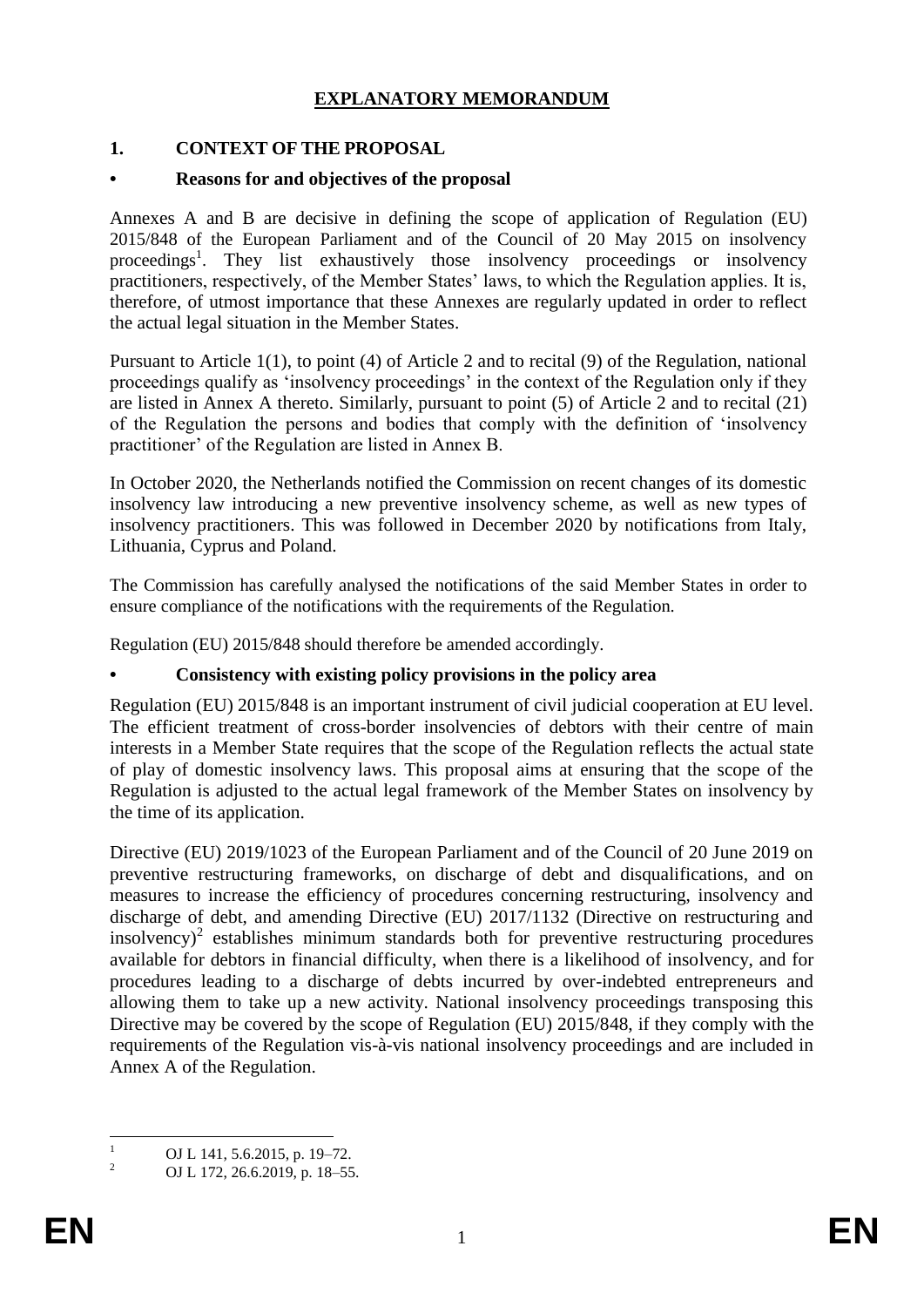# EXPLANATORY MEMORANDUM

## 1. CONTEXT OF THE PROPOSAL

### • Reasons for and objectives of the proposal

Annexes A and B are decisive in defining the scope of application of Regulation (EU) 2015/848 of the European Parliament and of the Council of 20 May 2015 on insolvency proceedings[1]. They list exhaustively those insolvency proceedings or insolvency practitioners, respectively, of the Member States' laws, to which the Regulation applies. It is, therefore, of utmost importance that these Annexes are regularly updated in order to reflect the actual legal situation in the Member States.

Pursuant to Article 1(1), to point (4) of Article 2 and to recital (9) of the Regulation, national proceedings qualify as 'insolvency proceedings' in the context of the Regulation only if they are listed in Annex A thereto. Similarly, pursuant to point (5) of Article 2 and to recital (21) of the Regulation the persons and bodies that comply with the definition of 'insolvency practitioner' of the Regulation are listed in Annex B.

In October 2020, the Netherlands notified the Commission on recent changes of its domestic insolvency law introducing a new preventive insolvency scheme, as well as new types of insolvency practitioners. This was followed in December 2020 by notifications from Italy, Lithuania, Cyprus and Poland.

The Commission has carefully analysed the notifications of the said Member States in order to ensure compliance of the notifications with the requirements of the Regulation.

Regulation (EU) 2015/848 should therefore be amended accordingly.

### • Consistency with existing policy provisions in the policy area

Regulation (EU) 2015/848 is an important instrument of civil judicial cooperation at EU level. The efficient treatment of cross-border insolvencies of debtors with their centre of main interests in a Member State requires that the scope of the Regulation reflects the actual state of play of domestic insolvency laws. This proposal aims at ensuring that the scope of the Regulation is adjusted to the actual legal framework of the Member States on insolvency by the time of its application.

Directive (EU) 2019/1023 of the European Parliament and of the Council of 20 June 2019 on preventive restructuring frameworks, on discharge of debt and disqualifications, and on measures to increase the efficiency of procedures concerning restructuring, insolvency and discharge of debt, and amending Directive (EU) 2017/1132 (Directive on restructuring and insolvency)[2] establishes minimum standards both for preventive restructuring procedures available for debtors in financial difficulty, when there is a likelihood of insolvency, and for procedures leading to a discharge of debts incurred by over-indebted entrepreneurs and allowing them to take up a new activity. National insolvency proceedings transposing this Directive may be covered by the scope of Regulation (EU) 2015/848, if they comply with the requirements of the Regulation vis-à-vis national insolvency proceedings and are included in Annex A of the Regulation.

---

[1] OJ L 141, 5.6.2015, p. 19–72.

[2] OJ L 172, 26.6.2019, p. 18–55.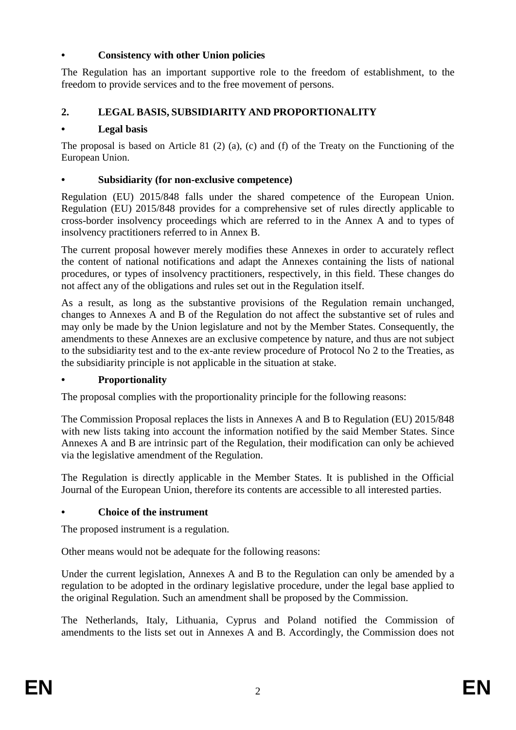- **Consistency with other Union policies**

The Regulation has an important supportive role to the freedom of establishment, to the freedom to provide services and to the free movement of persons.

## 2. LEGAL BASIS, SUBSIDIARITY AND PROPORTIONALITY

- **Legal basis**

The proposal is based on Article 81 (2) (a), (c) and (f) of the Treaty on the Functioning of the European Union.

- **Subsidiarity (for non-exclusive competence)**

Regulation (EU) 2015/848 falls under the shared competence of the European Union. Regulation (EU) 2015/848 provides for a comprehensive set of rules directly applicable to cross-border insolvency proceedings which are referred to in the Annex A and to types of insolvency practitioners referred to in Annex B.

The current proposal however merely modifies these Annexes in order to accurately reflect the content of national notifications and adapt the Annexes containing the lists of national procedures, or types of insolvency practitioners, respectively, in this field. These changes do not affect any of the obligations and rules set out in the Regulation itself.

As a result, as long as the substantive provisions of the Regulation remain unchanged, changes to Annexes A and B of the Regulation do not affect the substantive set of rules and may only be made by the Union legislature and not by the Member States. Consequently, the amendments to these Annexes are an exclusive competence by nature, and thus are not subject to the subsidiarity test and to the ex-ante review procedure of Protocol No 2 to the Treaties, as the subsidiarity principle is not applicable in the situation at stake.

- **Proportionality**

The proposal complies with the proportionality principle for the following reasons:

The Commission Proposal replaces the lists in Annexes A and B to Regulation (EU) 2015/848 with new lists taking into account the information notified by the said Member States. Since Annexes A and B are intrinsic part of the Regulation, their modification can only be achieved via the legislative amendment of the Regulation.

The Regulation is directly applicable in the Member States. It is published in the Official Journal of the European Union, therefore its contents are accessible to all interested parties.

- **Choice of the instrument**

The proposed instrument is a regulation.

Other means would not be adequate for the following reasons:

Under the current legislation, Annexes A and B to the Regulation can only be amended by a regulation to be adopted in the ordinary legislative procedure, under the legal base applied to the original Regulation. Such an amendment shall be proposed by the Commission.

The Netherlands, Italy, Lithuania, Cyprus and Poland notified the Commission of amendments to the lists set out in Annexes A and B. Accordingly, the Commission does not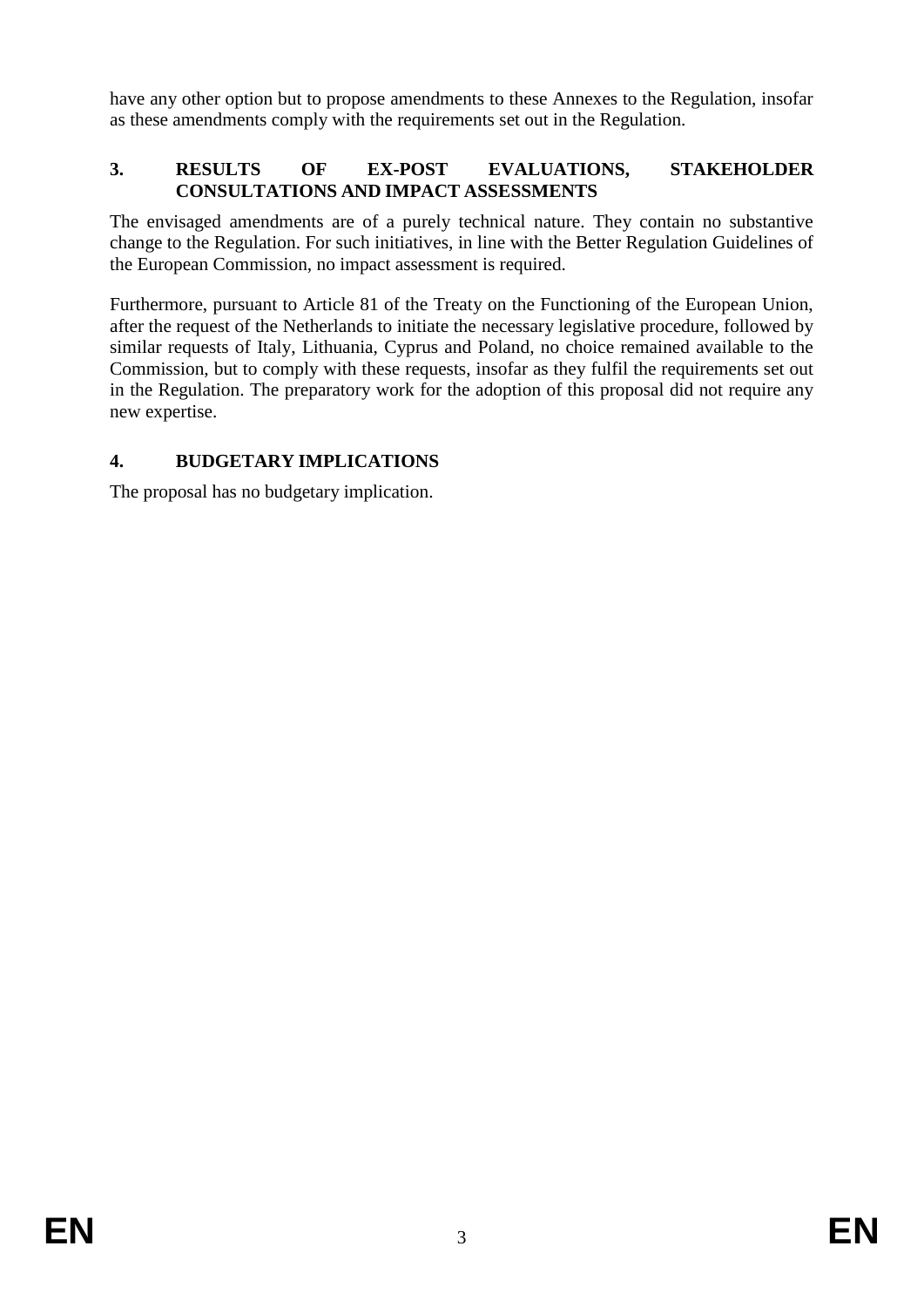have any other option but to propose amendments to these Annexes to the Regulation, insofar as these amendments comply with the requirements set out in the Regulation.

## 3. RESULTS OF EX-POST EVALUATIONS, STAKEHOLDER CONSULTATIONS AND IMPACT ASSESSMENTS

The envisaged amendments are of a purely technical nature. They contain no substantive change to the Regulation. For such initiatives, in line with the Better Regulation Guidelines of the European Commission, no impact assessment is required.

Furthermore, pursuant to Article 81 of the Treaty on the Functioning of the European Union, after the request of the Netherlands to initiate the necessary legislative procedure, followed by similar requests of Italy, Lithuania, Cyprus and Poland, no choice remained available to the Commission, but to comply with these requests, insofar as they fulfil the requirements set out in the Regulation. The preparatory work for the adoption of this proposal did not require any new expertise.

## 4. BUDGETARY IMPLICATIONS

The proposal has no budgetary implication.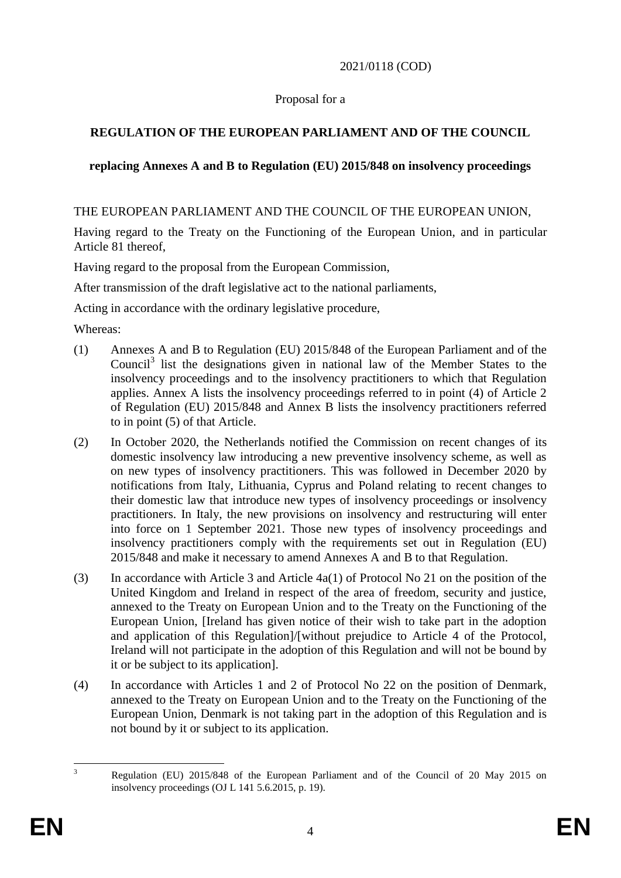2021/0118 (COD)

Proposal for a

**REGULATION OF THE EUROPEAN PARLIAMENT AND OF THE COUNCIL**

**replacing Annexes A and B to Regulation (EU) 2015/848 on insolvency proceedings**

THE EUROPEAN PARLIAMENT AND THE COUNCIL OF THE EUROPEAN UNION,

Having regard to the Treaty on the Functioning of the European Union, and in particular Article 81 thereof,

Having regard to the proposal from the European Commission,

After transmission of the draft legislative act to the national parliaments,

Acting in accordance with the ordinary legislative procedure,

Whereas:

(1) Annexes A and B to Regulation (EU) 2015/848 of the European Parliament and of the Council[3] list the designations given in national law of the Member States to the insolvency proceedings and to the insolvency practitioners to which that Regulation applies. Annex A lists the insolvency proceedings referred to in point (4) of Article 2 of Regulation (EU) 2015/848 and Annex B lists the insolvency practitioners referred to in point (5) of that Article.

(2) In October 2020, the Netherlands notified the Commission on recent changes of its domestic insolvency law introducing a new preventive insolvency scheme, as well as on new types of insolvency practitioners. This was followed in December 2020 by notifications from Italy, Lithuania, Cyprus and Poland relating to recent changes to their domestic law that introduce new types of insolvency proceedings or insolvency practitioners. In Italy, the new provisions on insolvency and restructuring will enter into force on 1 September 2021. Those new types of insolvency proceedings and insolvency practitioners comply with the requirements set out in Regulation (EU) 2015/848 and make it necessary to amend Annexes A and B to that Regulation.

(3) In accordance with Article 3 and Article 4a(1) of Protocol No 21 on the position of the United Kingdom and Ireland in respect of the area of freedom, security and justice, annexed to the Treaty on European Union and to the Treaty on the Functioning of the European Union, [Ireland has given notice of their wish to take part in the adoption and application of this Regulation]/[without prejudice to Article 4 of the Protocol, Ireland will not participate in the adoption of this Regulation and will not be bound by it or be subject to its application].

(4) In accordance with Articles 1 and 2 of Protocol No 22 on the position of Denmark, annexed to the Treaty on European Union and to the Treaty on the Functioning of the European Union, Denmark is not taking part in the adoption of this Regulation and is not bound by it or subject to its application.

---

[3] Regulation (EU) 2015/848 of the European Parliament and of the Council of 20 May 2015 on insolvency proceedings (OJ L 141 5.6.2015, p. 19).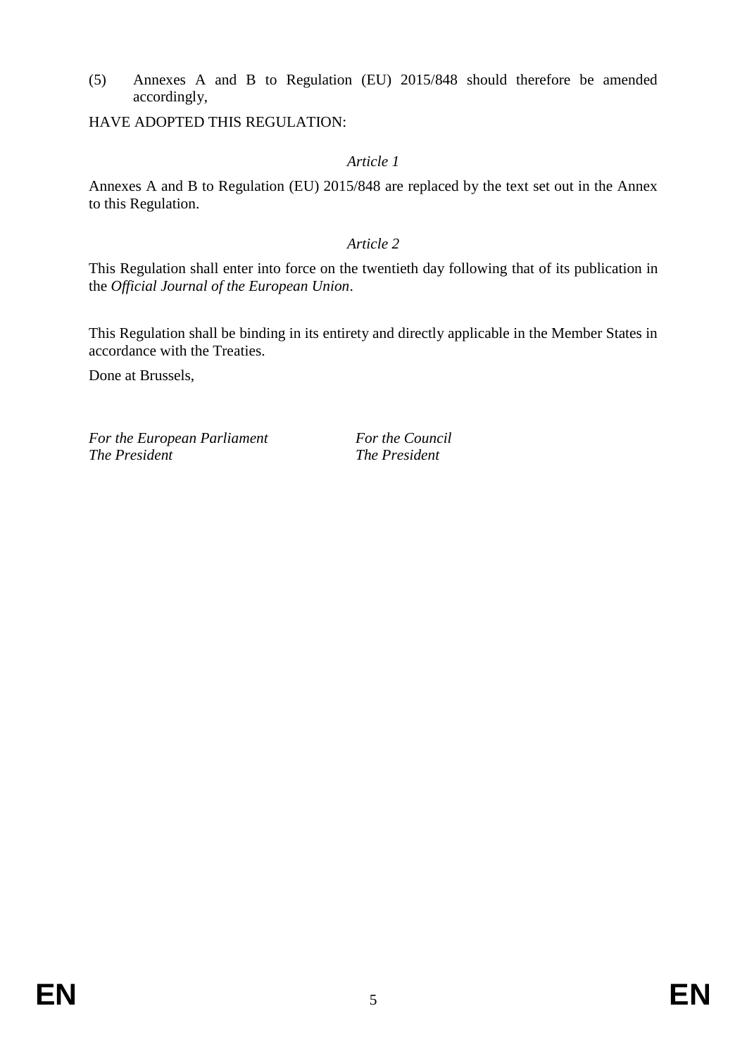(5) Annexes A and B to Regulation (EU) 2015/848 should therefore be amended accordingly,

HAVE ADOPTED THIS REGULATION:

*Article 1*

Annexes A and B to Regulation (EU) 2015/848 are replaced by the text set out in the Annex to this Regulation.

*Article 2*

This Regulation shall enter into force on the twentieth day following that of its publication in the *Official Journal of the European Union*.

This Regulation shall be binding in its entirety and directly applicable in the Member States in accordance with the Treaties.

Done at Brussels,

| *For the European Parliament* | *For the Council* |
| --- | --- |
| *The President* | *The President* |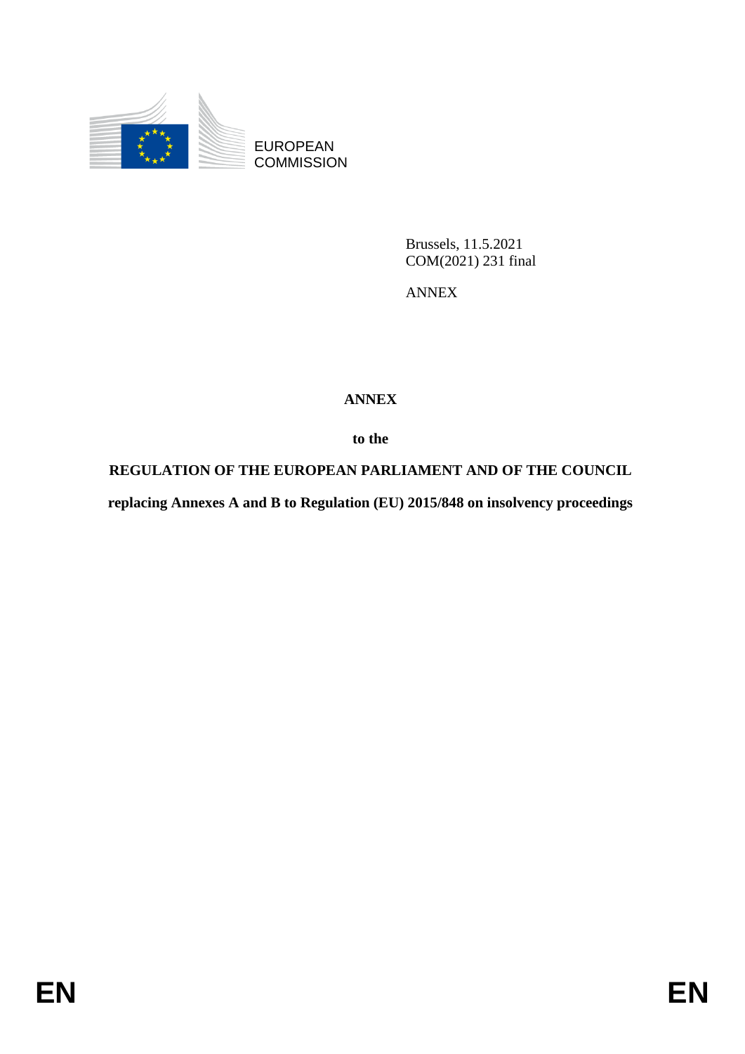EUROPEAN COMMISSION

Brussels, 11.5.2021
COM(2021) 231 final

ANNEX

# ANNEX

**to the**

**REGULATION OF THE EUROPEAN PARLIAMENT AND OF THE COUNCIL**

**replacing Annexes A and B to Regulation (EU) 2015/848 on insolvency proceedings**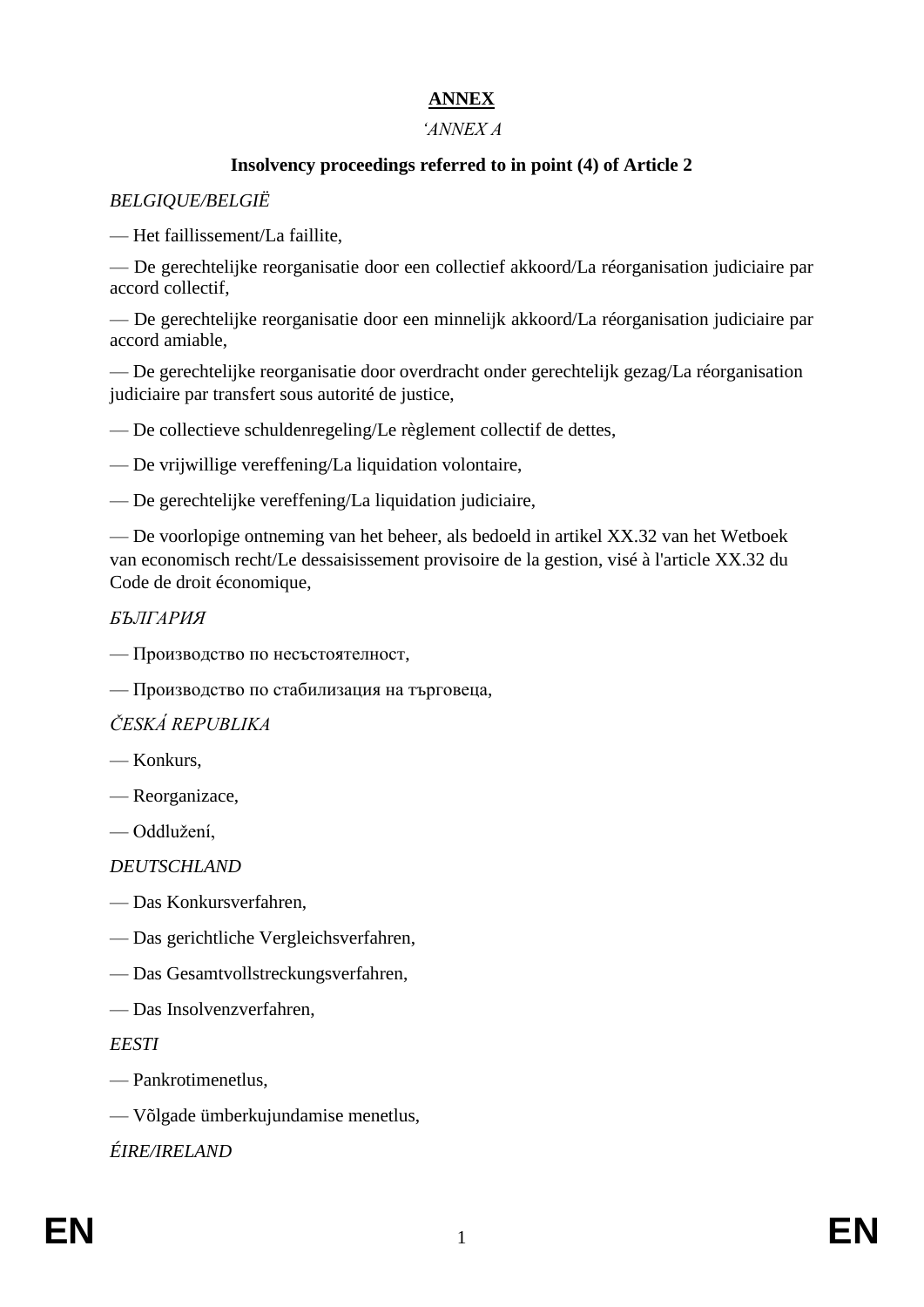**ANNEX**

*'ANNEX A*

**Insolvency proceedings referred to in point (4) of Article 2**

*BELGIQUE/BELGIË*

— Het faillissement/La faillite,

— De gerechtelijke reorganisatie door een collectief akkoord/La réorganisation judiciaire par accord collectif,

— De gerechtelijke reorganisatie door een minnelijk akkoord/La réorganisation judiciaire par accord amiable,

— De gerechtelijke reorganisatie door overdracht onder gerechtelijk gezag/La réorganisation judiciaire par transfert sous autorité de justice,

— De collectieve schuldenregeling/Le règlement collectif de dettes,

— De vrijwillige vereffening/La liquidation volontaire,

— De gerechtelijke vereffening/La liquidation judiciaire,

— De voorlopige ontneming van het beheer, als bedoeld in artikel XX.32 van het Wetboek van economisch recht/Le dessaisissement provisoire de la gestion, visé à l'article XX.32 du Code de droit économique,

*БЪЛГАРИЯ*

— Производство по несъстоятелност,

— Производство по стабилизация на търговеца,

*ČESKÁ REPUBLIKA*

— Konkurs,

— Reorganizace,

— Oddlužení,

*DEUTSCHLAND*

— Das Konkursverfahren,

— Das gerichtliche Vergleichsverfahren,

— Das Gesamtvollstreckungsverfahren,

— Das Insolvenzverfahren,

*EESTI*

— Pankrotimenetlus,

— Võlgade ümberkujundamise menetlus,

*ÉIRE/IRELAND*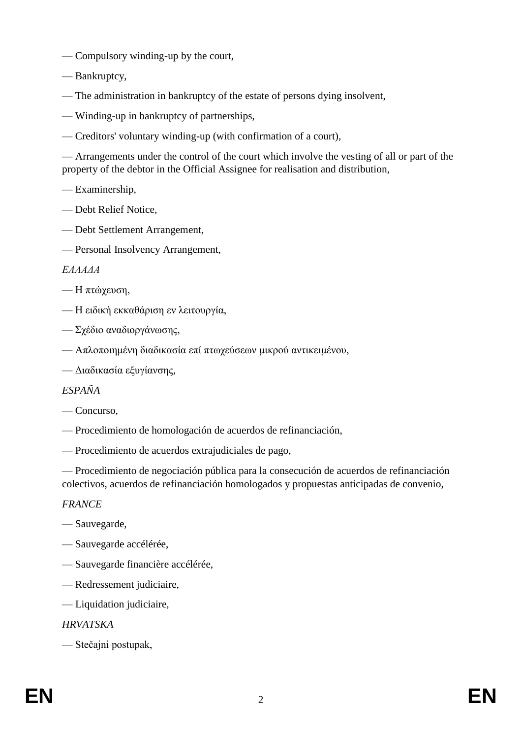— Compulsory winding-up by the court,

— Bankruptcy,

— The administration in bankruptcy of the estate of persons dying insolvent,

— Winding-up in bankruptcy of partnerships,

— Creditors' voluntary winding-up (with confirmation of a court),

— Arrangements under the control of the court which involve the vesting of all or part of the property of the debtor in the Official Assignee for realisation and distribution,

— Examinership,

— Debt Relief Notice,

— Debt Settlement Arrangement,

— Personal Insolvency Arrangement,

*ΕΛΛΑΔΑ*

— Η πτώχευση,

— Η ειδική εκκαθάριση εν λειτουργία,

— Σχέδιο αναδιοργάνωσης,

— Απλοποιημένη διαδικασία επί πτωχεύσεων μικρού αντικειμένου,

— Διαδικασία εξυγίανσης,

*ESPAÑA*

— Concurso,

— Procedimiento de homologación de acuerdos de refinanciación,

— Procedimiento de acuerdos extrajudiciales de pago,

— Procedimiento de negociación pública para la consecución de acuerdos de refinanciación colectivos, acuerdos de refinanciación homologados y propuestas anticipadas de convenio,

*FRANCE*

— Sauvegarde,

— Sauvegarde accélérée,

— Sauvegarde financière accélérée,

— Redressement judiciaire,

— Liquidation judiciaire,

*HRVATSKA*

— Stečajni postupak,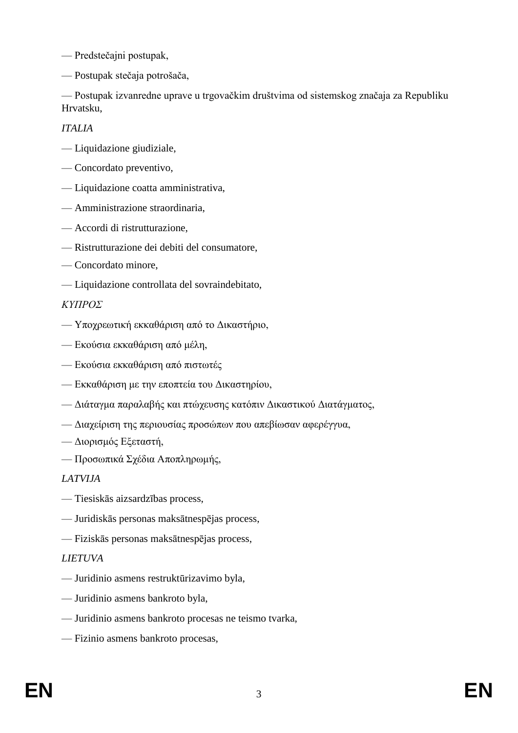— Predstečajni postupak,

— Postupak stečaja potrošača,

— Postupak izvanredne uprave u trgovačkim društvima od sistemskog značaja za Republiku Hrvatsku,

*ITALIA*

— Liquidazione giudiziale,

— Concordato preventivo,

— Liquidazione coatta amministrativa,

— Amministrazione straordinaria,

— Accordi di ristrutturazione,

— Ristrutturazione dei debiti del consumatore,

— Concordato minore,

— Liquidazione controllata del sovraindebitato,

*ΚΥΠΡΟΣ*

— Υποχρεωτική εκκαθάριση από το Δικαστήριο,

— Εκούσια εκκαθάριση από μέλη,

— Εκούσια εκκαθάριση από πιστωτές

— Εκκαθάριση με την εποπτεία του Δικαστηρίου,

— Διάταγμα παραλαβής και πτώχευσης κατόπιν Δικαστικού Διατάγματος,

— Διαχείριση της περιουσίας προσώπων που απεβίωσαν αφερέγγυα,

— Διορισμός Εξεταστή,

— Προσωπικά Σχέδια Αποπληρωμής,

*LATVIJA*

— Tiesiskās aizsardzības process,

— Juridiskās personas maksātnespējas process,

— Fiziskās personas maksātnespējas process,

*LIETUVA*

— Juridinio asmens restruktūrizavimo byla,

— Juridinio asmens bankroto byla,

— Juridinio asmens bankroto procesas ne teismo tvarka,

— Fizinio asmens bankroto procesas,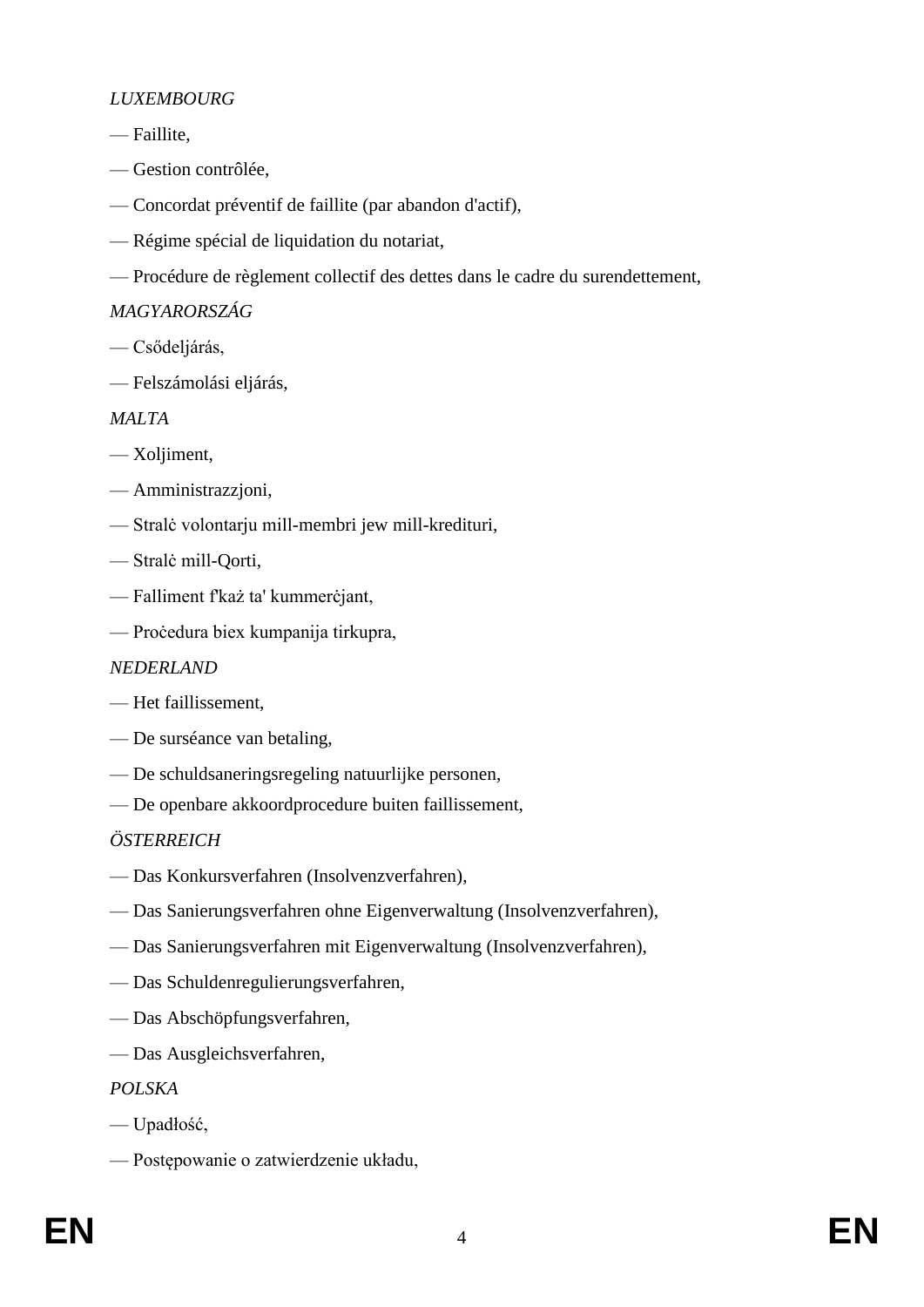*LUXEMBOURG*

— Faillite,

— Gestion contrôlée,

— Concordat préventif de faillite (par abandon d'actif),

— Régime spécial de liquidation du notariat,

— Procédure de règlement collectif des dettes dans le cadre du surendettement,

*MAGYARORSZÁG*

— Csődeljárás,

— Felszámolási eljárás,

*MALTA*

— Xoljiment,

— Amministrazzjoni,

— Stralċ volontarju mill-membri jew mill-kredituri,

— Stralċ mill-Qorti,

— Falliment f'każ ta' kummerċjant,

— Proċedura biex kumpanija tirkupra,

*NEDERLAND*

— Het faillissement,

— De surséance van betaling,

— De schuldsaneringsregeling natuurlijke personen,

— De openbare akkoordprocedure buiten faillissement,

*ÖSTERREICH*

— Das Konkursverfahren (Insolvenzverfahren),

— Das Sanierungsverfahren ohne Eigenverwaltung (Insolvenzverfahren),

— Das Sanierungsverfahren mit Eigenverwaltung (Insolvenzverfahren),

— Das Schuldenregulierungsverfahren,

— Das Abschöpfungsverfahren,

— Das Ausgleichsverfahren,

*POLSKA*

— Upadłość,

— Postępowanie o zatwierdzenie układu,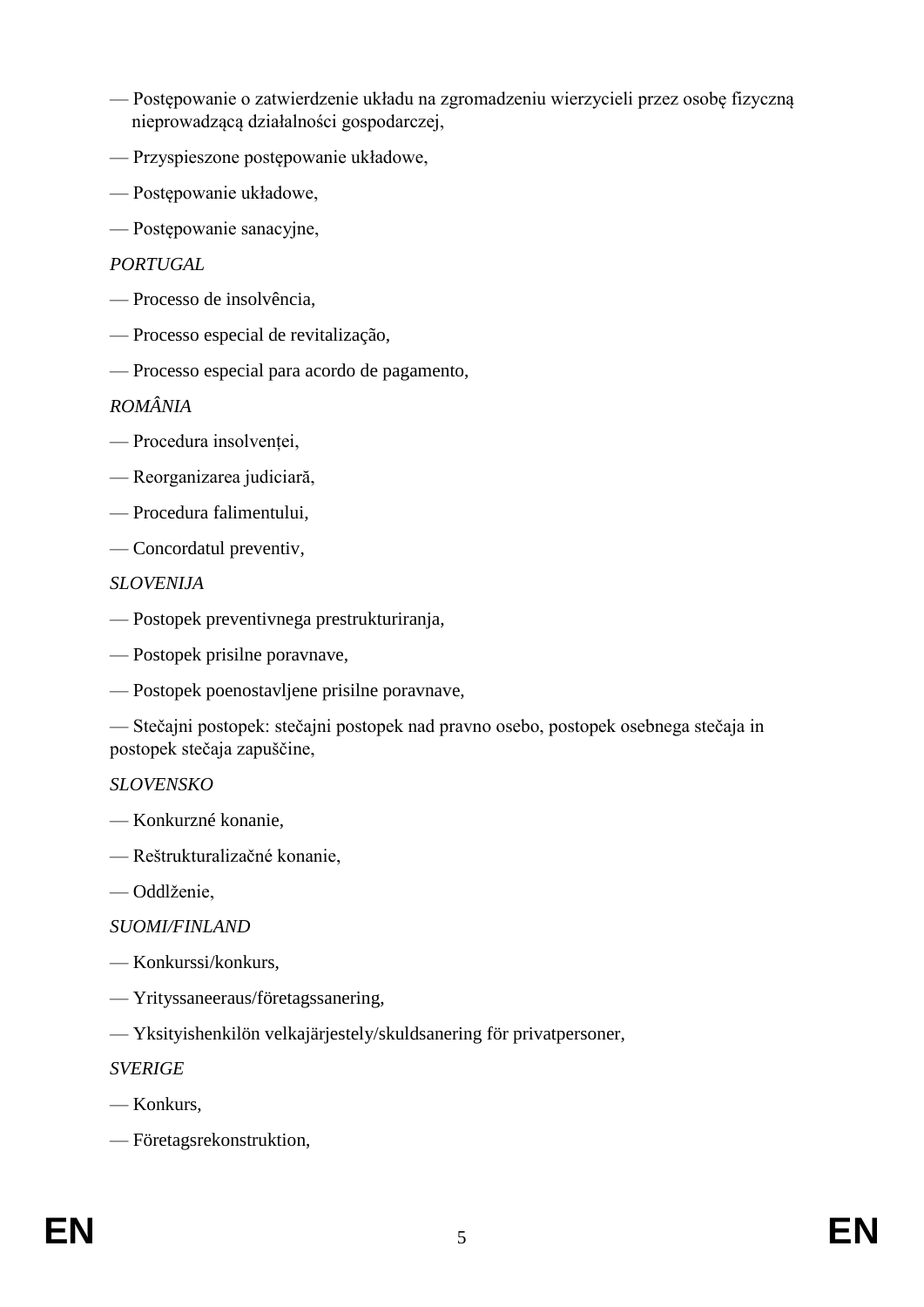— Postępowanie o zatwierdzenie układu na zgromadzeniu wierzycieli przez osobę fizyczną nieprowadzącą działalności gospodarczej,

— Przyspieszone postępowanie układowe,

— Postępowanie układowe,

— Postępowanie sanacyjne,

*PORTUGAL*

— Processo de insolvência,

— Processo especial de revitalização,

— Processo especial para acordo de pagamento,

*ROMÂNIA*

— Procedura insolvenței,

— Reorganizarea judiciară,

— Procedura falimentului,

— Concordatul preventiv,

*SLOVENIJA*

— Postopek preventivnega prestrukturiranja,

— Postopek prisilne poravnave,

— Postopek poenostavljene prisilne poravnave,

— Stečajni postopek: stečajni postopek nad pravno osebo, postopek osebnega stečaja in postopek stečaja zapuščine,

*SLOVENSKO*

— Konkurzné konanie,

— Reštrukturalizačné konanie,

— Oddlženie,

*SUOMI/FINLAND*

— Konkurssi/konkurs,

— Yrityssaneeraus/företagssanering,

— Yksityishenkilön velkajärjestely/skuldsanering för privatpersoner,

*SVERIGE*

— Konkurs,

— Företagsrekonstruktion,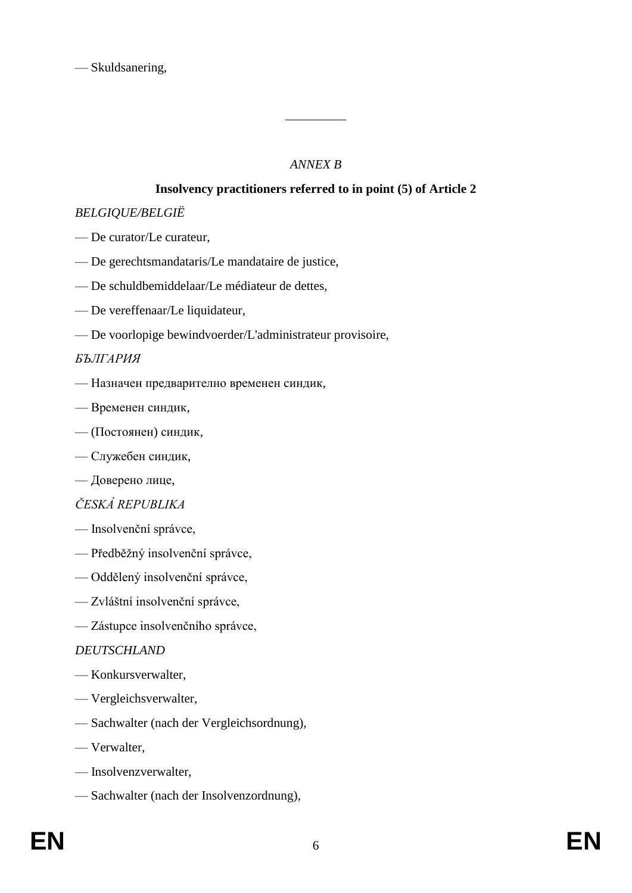— Skuldsanering,

---

*ANNEX B*

**Insolvency practitioners referred to in point (5) of Article 2**

*BELGIQUE/BELGIË*

— De curator/Le curateur,

— De gerechtsmandataris/Le mandataire de justice,

— De schuldbemiddelaar/Le médiateur de dettes,

— De vereffenaar/Le liquidateur,

— De voorlopige bewindvoerder/L'administrateur provisoire,

*БЪЛГАРИЯ*

— Назначен предварително временен синдик,

— Временен синдик,

— (Постоянен) синдик,

— Служебен синдик,

— Доверено лице,

*ČESKÁ REPUBLIKA*

— Insolvenční správce,

— Předběžný insolvenční správce,

— Oddělený insolvenční správce,

— Zvláštní insolvenční správce,

— Zástupce insolvenčního správce,

*DEUTSCHLAND*

— Konkursverwalter,

— Vergleichsverwalter,

— Sachwalter (nach der Vergleichsordnung),

— Verwalter,

— Insolvenzverwalter,

— Sachwalter (nach der Insolvenzordnung),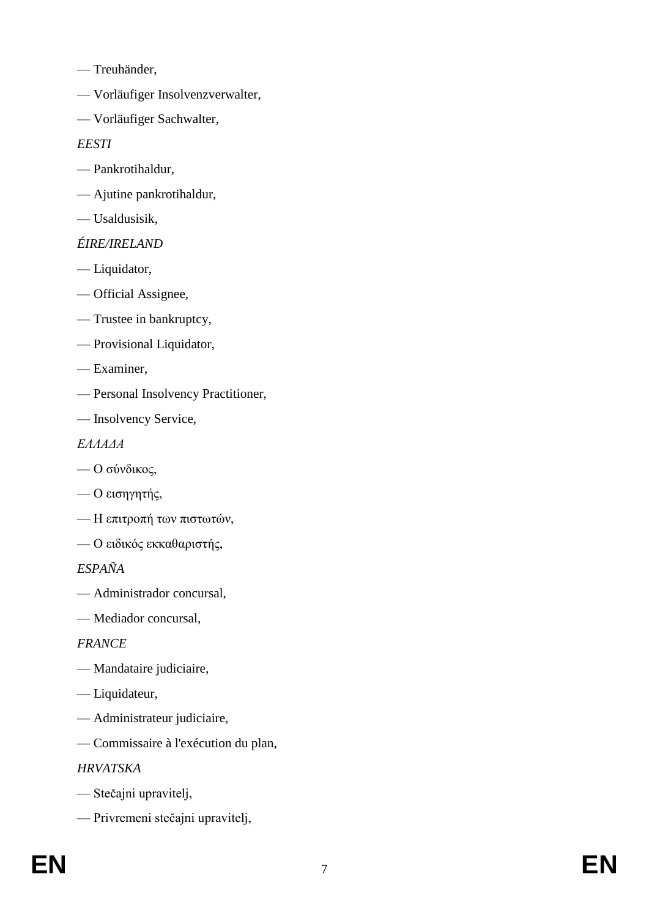— Treuhänder,

— Vorläufiger Insolvenzverwalter,

— Vorläufiger Sachwalter,

*EESTI*

— Pankrotihaldur,

— Ajutine pankrotihaldur,

— Usaldusisik,

*ÉIRE/IRELAND*

— Liquidator,

— Official Assignee,

— Trustee in bankruptcy,

— Provisional Liquidator,

— Examiner,

— Personal Insolvency Practitioner,

— Insolvency Service,

*ΕΛΛΑΔΑ*

— Ο σύνδικος,

— Ο εισηγητής,

— Η επιτροπή των πιστωτών,

— Ο ειδικός εκκαθαριστής,

*ESPAÑA*

— Administrador concursal,

— Mediador concursal,

*FRANCE*

— Mandataire judiciaire,

— Liquidateur,

— Administrateur judiciaire,

— Commissaire à l'exécution du plan,

*HRVATSKA*

— Stečajni upravitelj,

— Privremeni stečajni upravitelj,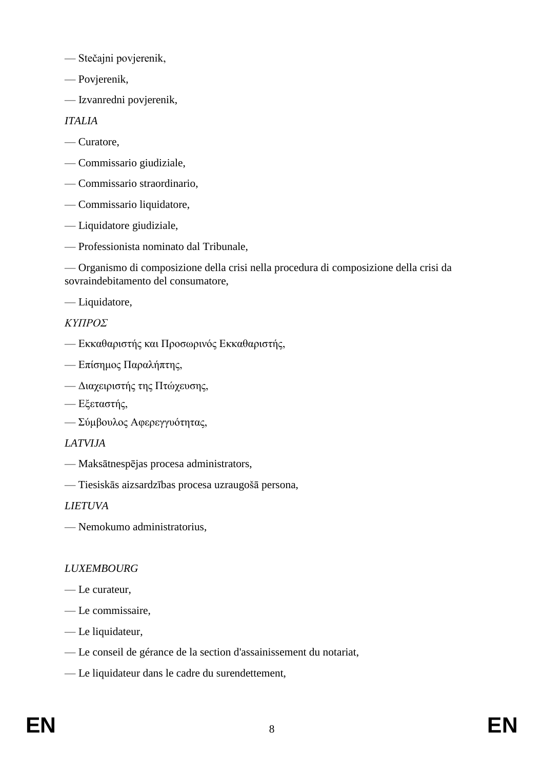— Stečajni povjerenik,

— Povjerenik,

— Izvanredni povjerenik,

*ITALIA*

— Curatore,

— Commissario giudiziale,

— Commissario straordinario,

— Commissario liquidatore,

— Liquidatore giudiziale,

— Professionista nominato dal Tribunale,

— Organismo di composizione della crisi nella procedura di composizione della crisi da sovraindebitamento del consumatore,

— Liquidatore,

*ΚΥΠΡΟΣ*

— Εκκαθαριστής και Προσωρινός Εκκαθαριστής,

— Επίσημος Παραλήπτης,

— Διαχειριστής της Πτώχευσης,

— Εξεταστής,

— Σύμβουλος Αφερεγγυότητας,

*LATVIJA*

— Maksātnespējas procesa administrators,

— Tiesiskās aizsardzības procesa uzraugošā persona,

*LIETUVA*

— Nemokumo administratorius,

*LUXEMBOURG*

— Le curateur,

— Le commissaire,

— Le liquidateur,

— Le conseil de gérance de la section d'assainissement du notariat,

— Le liquidateur dans le cadre du surendettement,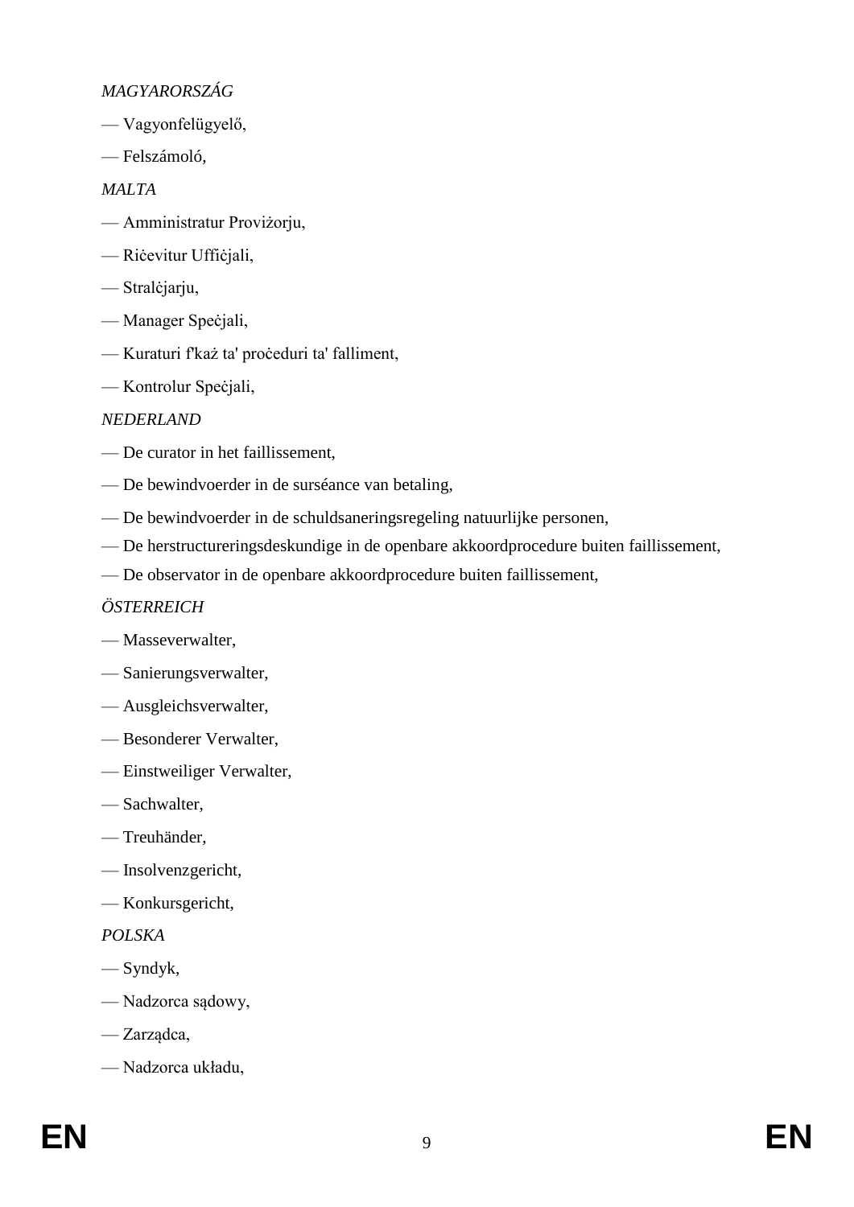*MAGYARORSZÁG*

— Vagyonfelügyelő,

— Felszámoló,

*MALTA*

— Amministratur Proviżorju,

— Riċevitur Uffiċjali,

— Stralċjarju,

— Manager Speċjali,

— Kuraturi f'każ ta' proċeduri ta' falliment,

— Kontrolur Speċjali,

*NEDERLAND*

— De curator in het faillissement,

— De bewindvoerder in de surséance van betaling,

— De bewindvoerder in de schuldsaneringsregeling natuurlijke personen,

— De herstructureringsdeskundige in de openbare akkoordprocedure buiten faillissement,

— De observator in de openbare akkoordprocedure buiten faillissement,

*ÖSTERREICH*

— Masseverwalter,

— Sanierungsverwalter,

— Ausgleichsverwalter,

— Besonderer Verwalter,

— Einstweiliger Verwalter,

— Sachwalter,

— Treuhänder,

— Insolvenzgericht,

— Konkursgericht,

*POLSKA*

— Syndyk,

— Nadzorca sądowy,

— Zarządca,

— Nadzorca układu,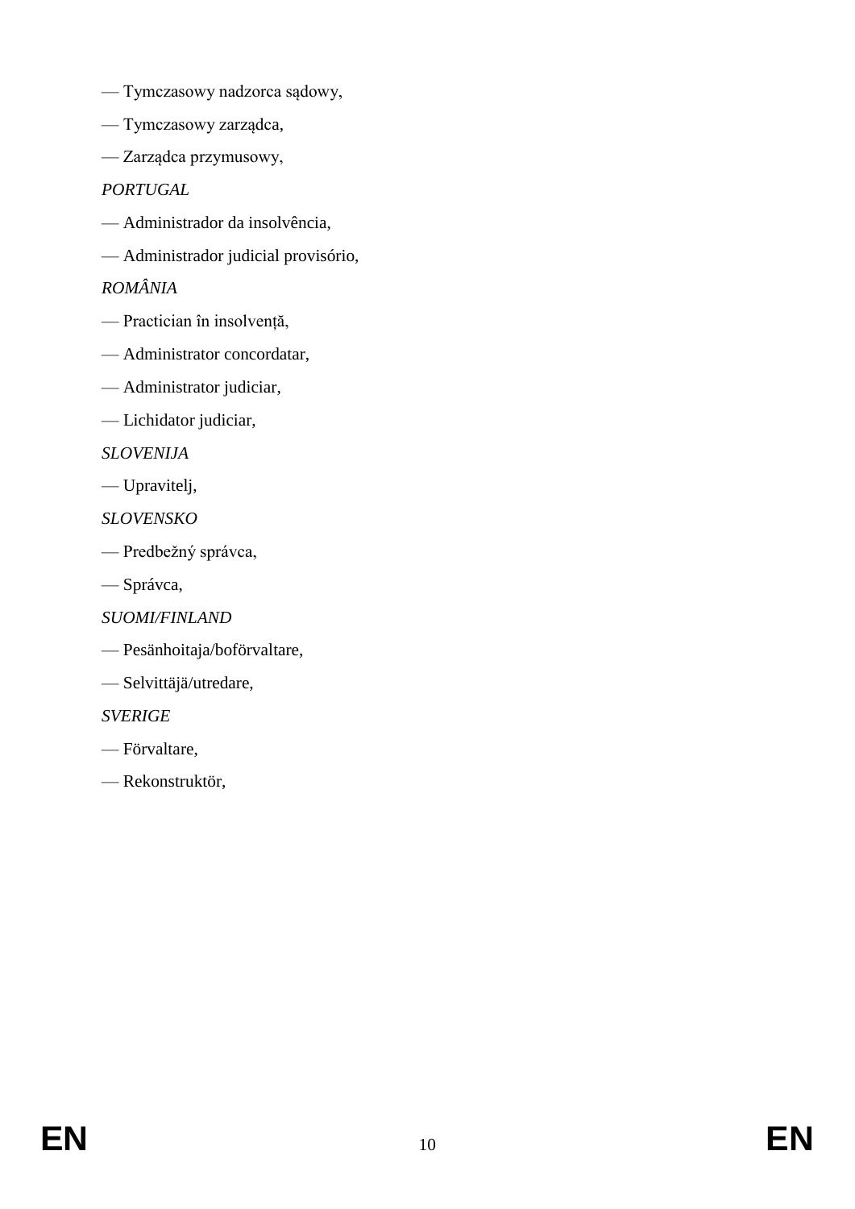— Tymczasowy nadzorca sądowy,

— Tymczasowy zarządca,

— Zarządca przymusowy,

*PORTUGAL*

— Administrador da insolvência,

— Administrador judicial provisório,

*ROMÂNIA*

— Practician în insolvență,

— Administrator concordatar,

— Administrator judiciar,

— Lichidator judiciar,

*SLOVENIJA*

— Upravitelj,

*SLOVENSKO*

— Predbežný správca,

— Správca,

*SUOMI/FINLAND*

— Pesänhoitaja/boförvaltare,

— Selvittäjä/utredare,

*SVERIGE*

— Förvaltare,

— Rekonstruktör,